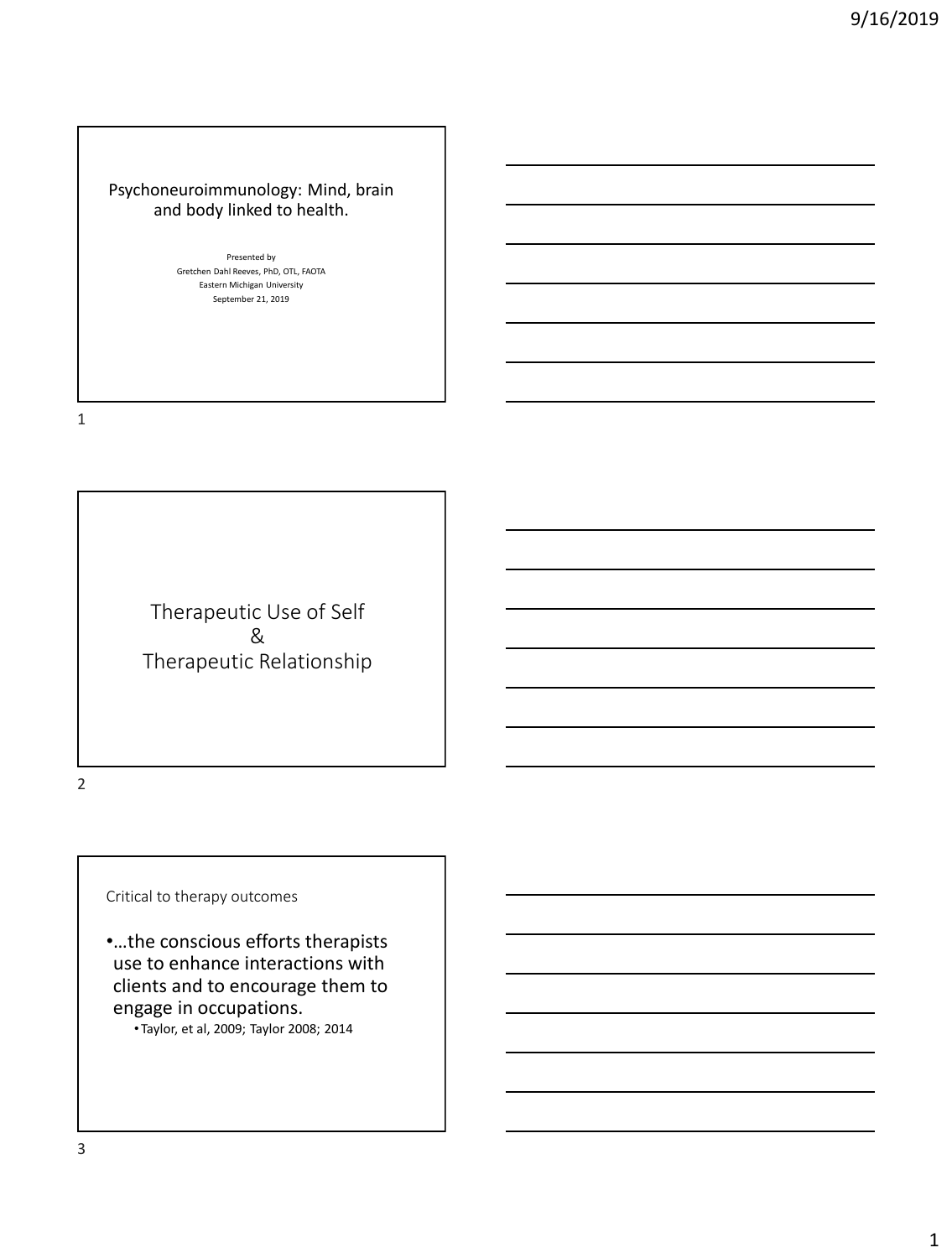# Psychoneuroimmunology: Mind, brain and body linked to health.

Presented by
Gretchen Dahl Reeves, PhD, OTL, FAOTA
Eastern Michigan University
September 21, 2019

## Therapeutic Use of Self & Therapeutic Relationship

### Critical to therapy outcomes

- …the conscious efforts therapists use to enhance interactions with clients and to encourage them to engage in occupations.
  - Taylor, et al, 2009; Taylor 2008; 2014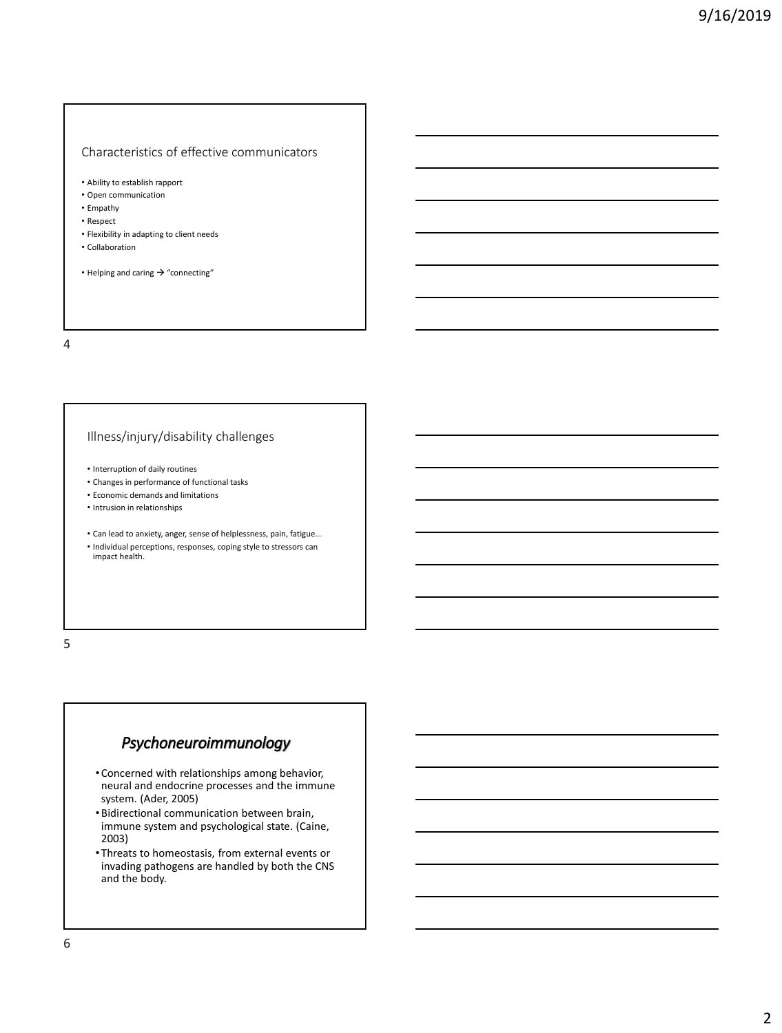## Characteristics of effective communicators

- Ability to establish rapport
- Open communication
- Empathy
- Respect
- Flexibility in adapting to client needs
- Collaboration

- Helping and caring → "connecting"

## Illness/injury/disability challenges

- Interruption of daily routines
- Changes in performance of functional tasks
- Economic demands and limitations
- Intrusion in relationships

- Can lead to anxiety, anger, sense of helplessness, pain, fatigue…
- Individual perceptions, responses, coping style to stressors can impact health.

## *Psychoneuroimmunology*

- Concerned with relationships among behavior, neural and endocrine processes and the immune system. (Ader, 2005)
- Bidirectional communication between brain, immune system and psychological state. (Caine, 2003)
- Threats to homeostasis, from external events or invading pathogens are handled by both the CNS and the body.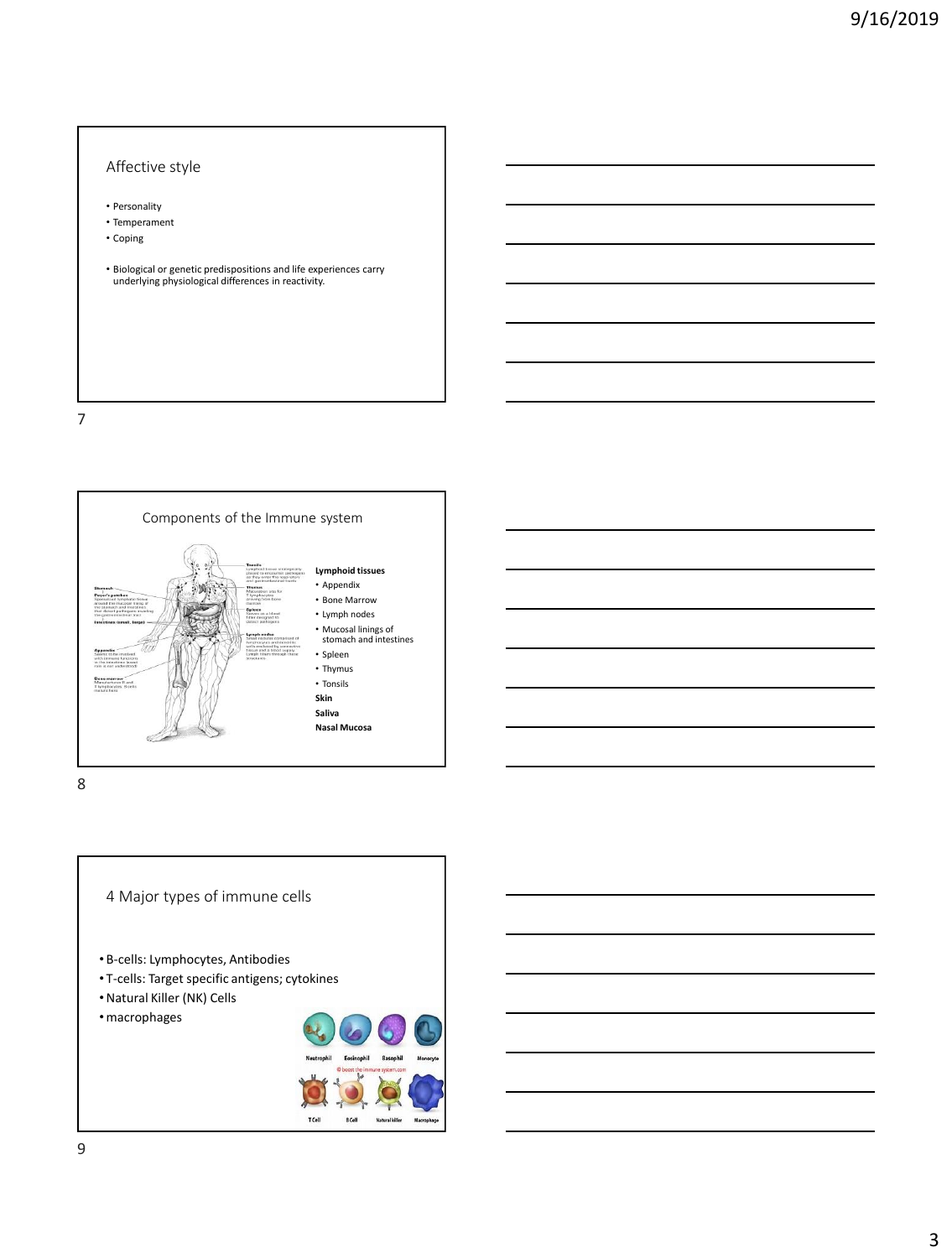## Affective style

- Personality
- Temperament
- Coping

- Biological or genetic predispositions and life experiences carry underlying physiological differences in reactivity.

## Components of the Immune system

**Lymphoid tissues**
- Appendix
- Bone Marrow
- Lymph nodes
- Mucosal linings of stomach and intestines
- Spleen
- Thymus
- Tonsils

**Skin**

**Saliva**

**Nasal Mucosa**

## 4 Major types of immune cells

- B-cells: Lymphocytes, Antibodies
- T-cells: Target specific antigens; cytokines
- Natural Killer (NK) Cells
- macrophages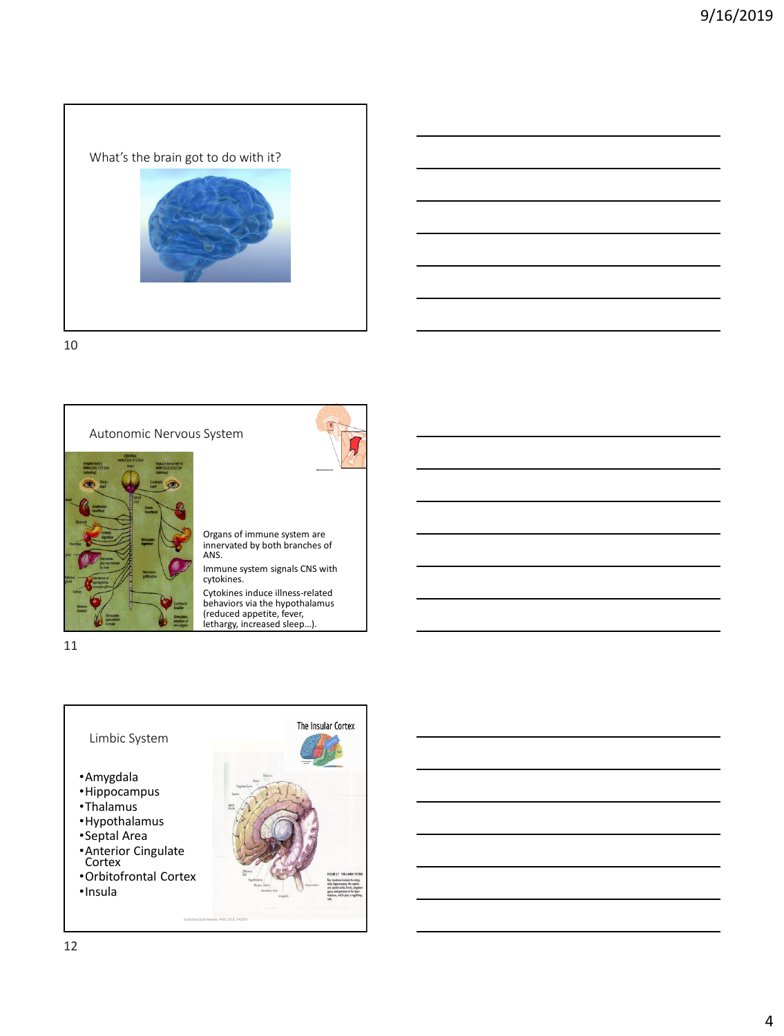## What's the brain got to do with it?

## Autonomic Nervous System

Organs of immune system are innervated by both branches of ANS.

Immune system signals CNS with cytokines.

Cytokines induce illness-related behaviors via the hypothalamus (reduced appetite, fever, lethargy, increased sleep…).

## Limbic System

- Amygdala
- Hippocampus
- Thalamus
- Hypothalamus
- Septal Area
- Anterior Cingulate Cortex
- Orbitofrontal Cortex
- Insula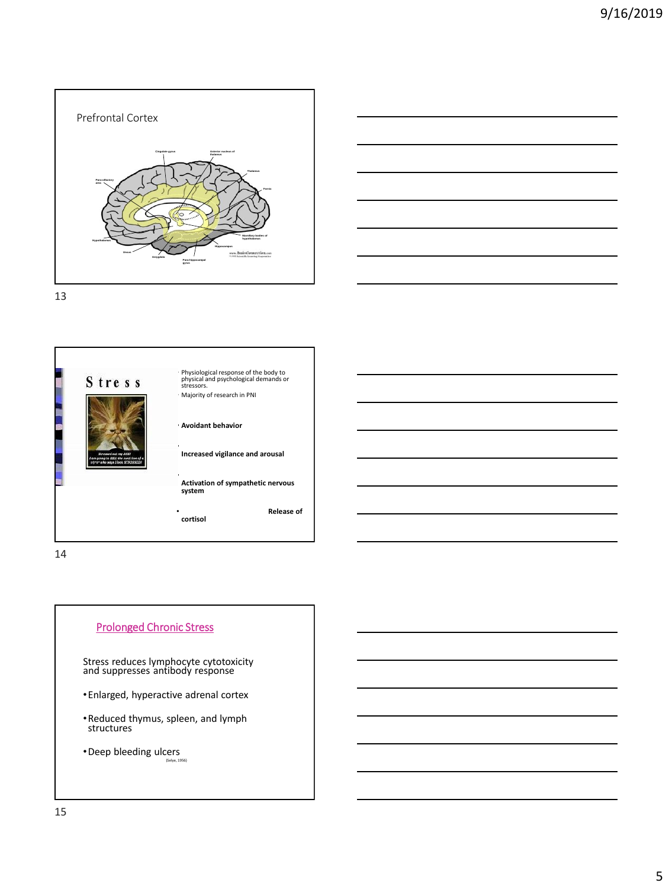## Prefrontal Cortex

Cingulate gyrus

Anterior nucleus of thalamus

Thalamus

Fornix

Para-olfactory area

Hypothalamus

Mamillary bodies of hypothalamus

Hippocampus

Uncus

Amygdala

Para-hippocampal gyrus

## Stress

- Physiological response of the body to physical and psychological demands or stressors.
- Majority of research in PNI
- **Avoidant behavior**
- **Increased vigilance and arousal**
- **Activation of sympathetic nervous system**
- **Release of cortisol**

## Prolonged Chronic Stress

Stress reduces lymphocyte cytotoxicity and suppresses antibody response

- Enlarged, hyperactive adrenal cortex
- Reduced thymus, spleen, and lymph structures
- Deep bleeding ulcers

(Selye, 1956)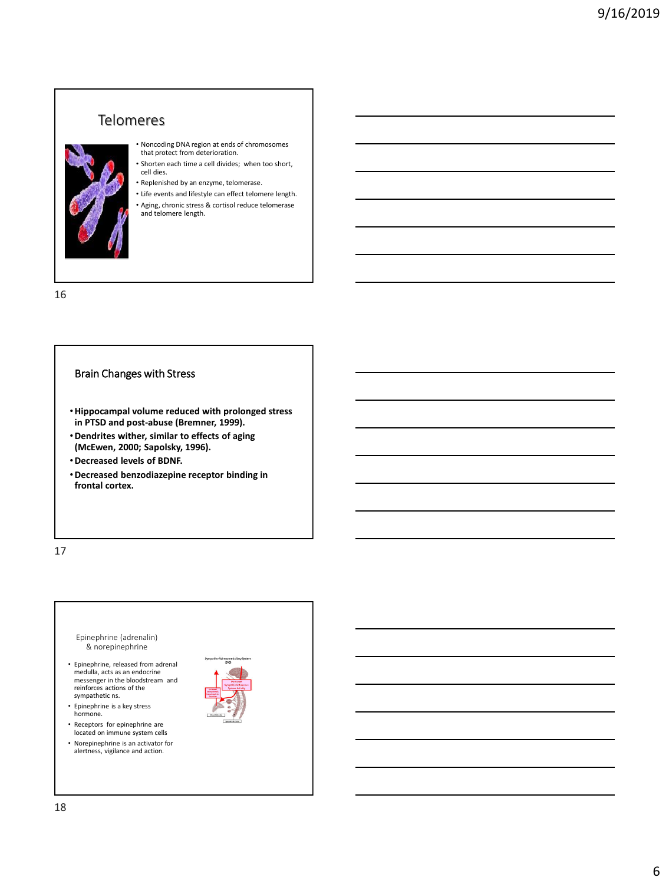## Telomeres

- Noncoding DNA region at ends of chromosomes that protect from deterioration.
- Shorten each time a cell divides; when too short, cell dies.
- Replenished by an enzyme, telomerase.
- Life events and lifestyle can effect telomere length.
- Aging, chronic stress & cortisol reduce telomerase and telomere length.

## Brain Changes with Stress

- **Hippocampal volume reduced with prolonged stress in PTSD and post-abuse (Bremner, 1999).**
- **Dendrites wither, similar to effects of aging (McEwen, 2000; Sapolsky, 1996).**
- **Decreased levels of BDNF.**
- **Decreased benzodiazepine receptor binding in frontal cortex.**

## Epinephrine (adrenalin) & norepinephrine

- Epinephrine, released from adrenal medulla, acts as an endocrine messenger in the bloodstream and reinforces actions of the sympathetic ns.
- Epinephrine is a key stress hormone.
- Receptors for epinephrine are located on immune system cells
- Norepinephrine is an activator for alertness, vigilance and action.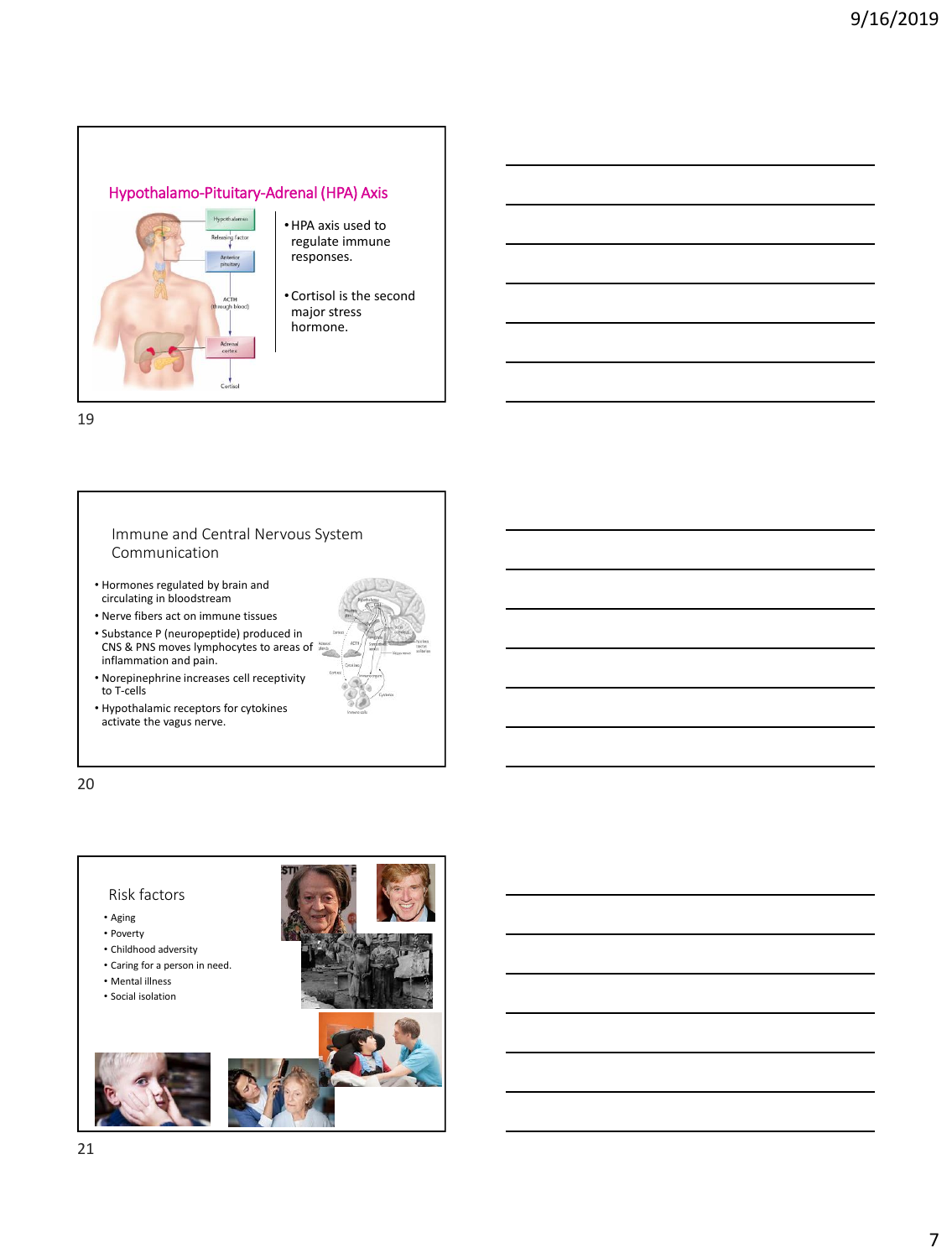## Hypothalamo-Pituitary-Adrenal (HPA) Axis

- HPA axis used to regulate immune responses.
- Cortisol is the second major stress hormone.

## Immune and Central Nervous System Communication

- Hormones regulated by brain and circulating in bloodstream
- Nerve fibers act on immune tissues
- Substance P (neuropeptide) produced in CNS & PNS moves lymphocytes to areas of inflammation and pain.
- Norepinephrine increases cell receptivity to T-cells
- Hypothalamic receptors for cytokines activate the vagus nerve.

## Risk factors

- Aging
- Poverty
- Childhood adversity
- Caring for a person in need.
- Mental illness
- Social isolation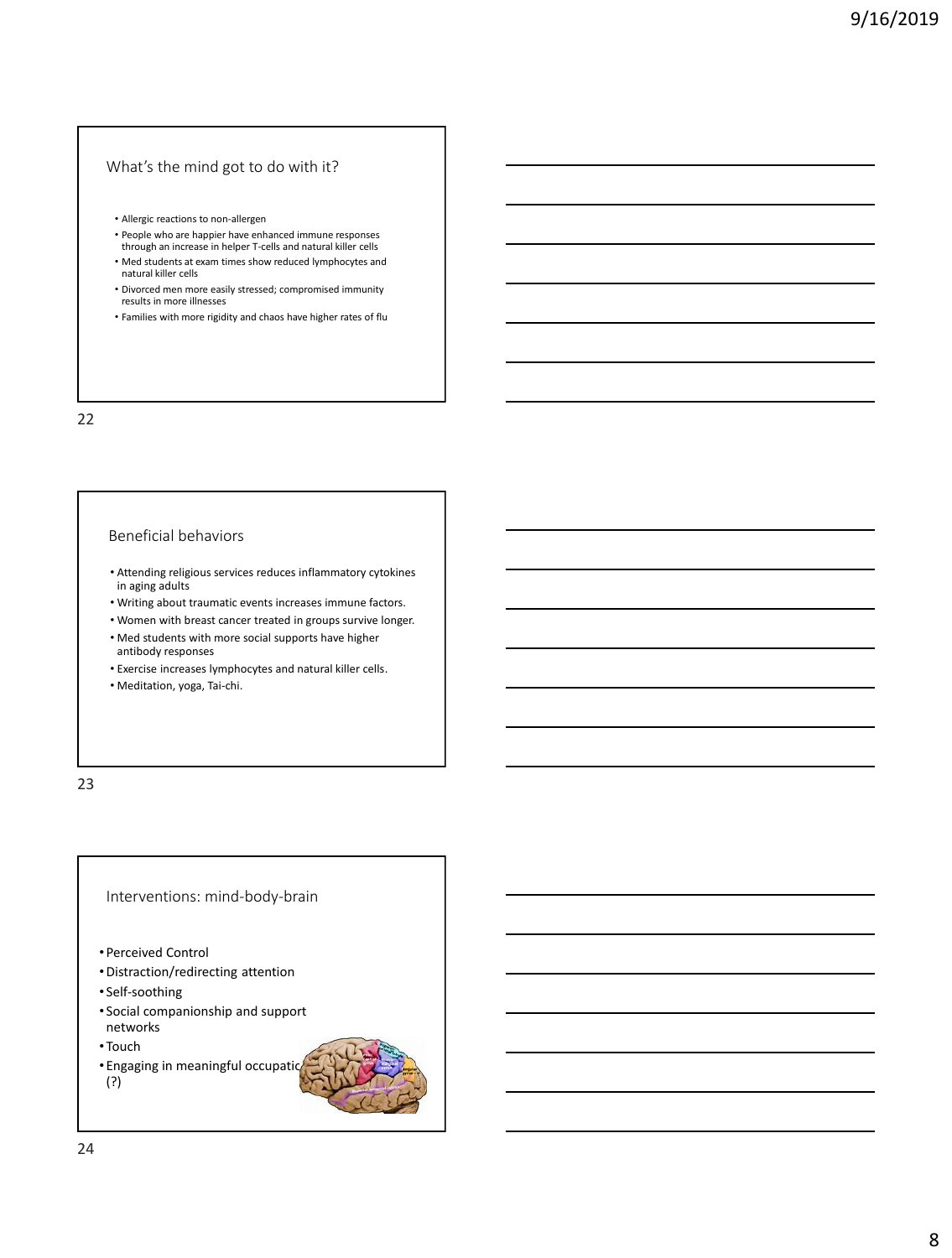## What's the mind got to do with it?

- Allergic reactions to non-allergen
- People who are happier have enhanced immune responses through an increase in helper T-cells and natural killer cells
- Med students at exam times show reduced lymphocytes and natural killer cells
- Divorced men more easily stressed; compromised immunity results in more illnesses
- Families with more rigidity and chaos have higher rates of flu

## Beneficial behaviors

- Attending religious services reduces inflammatory cytokines in aging adults
- Writing about traumatic events increases immune factors.
- Women with breast cancer treated in groups survive longer.
- Med students with more social supports have higher antibody responses
- Exercise increases lymphocytes and natural killer cells.
- Meditation, yoga, Tai-chi.

## Interventions: mind-body-brain

- Perceived Control
- Distraction/redirecting attention
- Self-soothing
- Social companionship and support networks
- Touch
- Engaging in meaningful occupatio (?)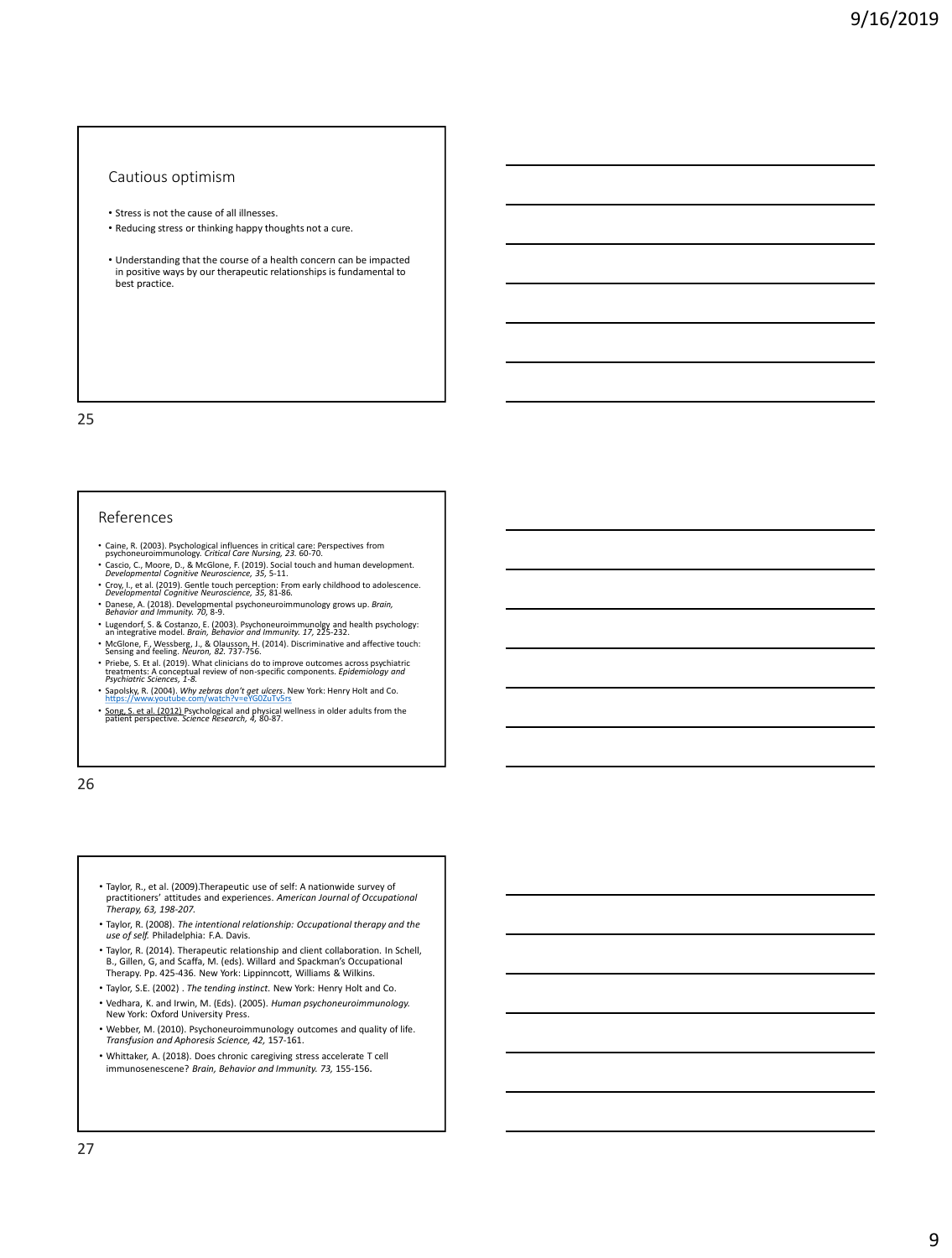## Cautious optimism

- Stress is not the cause of all illnesses.
- Reducing stress or thinking happy thoughts not a cure.

- Understanding that the course of a health concern can be impacted in positive ways by our therapeutic relationships is fundamental to best practice.

## References

- Caine, R. (2003). Psychological influences in critical care: Perspectives from psychoneuroimmunology. *Critical Care Nursing, 23.* 60-70.
- Cascio, C., Moore, D., & McGlone, F. (2019). Social touch and human development. *Developmental Cognitive Neuroscience, 35*, 5-11.
- Croy, I., et al. (2019). Gentle touch perception: From early childhood to adolescence. *Developmental Cognitive Neuroscience, 35*, 81-86.
- Danese, A. (2018). Developmental psychoneuroimmunology grows up. *Brain, Behavior and Immunity. 70*, 8-9.
- Lugendorf, S. & Costanzo, E. (2003). Psychoneuroimmunolgy and health psychology: an integrative model. *Brain, Behavior and Immunity. 17*, 225-232.
- McGlone, F., Wessberg, J., & Olausson, H. (2014). Discriminative and affective touch: Sensing and feeling. *Neuron, 82*. 737-756.
- Priebe, S. Et al. (2019). What clinicians do to improve outcomes across psychiatric treatments: A conceptual review of non-specific components. *Epidemiology and Psychiatric Sciences, 1-8.*
- Sapolsky, R. (2004). *Why zebras don't get ulcers*. New York: Henry Holt and Co. https://www.youtube.com/watch?v=eYG0ZuTv5rs
- Song, S. et al. (2012) Psychological and physical wellness in older adults from the patient perspective. *Science Research, 4,* 80-87.

- Taylor, R., et al. (2009).Therapeutic use of self: A nationwide survey of practitioners' attitudes and experiences. *American Journal of Occupational Therapy, 63, 198-207.*
- Taylor, R. (2008). *The intentional relationship: Occupational therapy and the use of self.* Philadelphia: F.A. Davis.
- Taylor, R. (2014). Therapeutic relationship and client collaboration. In Schell, B., Gillen, G, and Scaffa, M. (eds). Willard and Spackman's Occupational Therapy. Pp. 425-436. New York: Lippinncott, Williams & Wilkins.
- Taylor, S.E. (2002) . *The tending instinct.* New York: Henry Holt and Co.
- Vedhara, K. and Irwin, M. (Eds). (2005). *Human psychoneuroimmunology.* New York: Oxford University Press.
- Webber, M. (2010). Psychoneuroimmunology outcomes and quality of life. *Transfusion and Aphoresis Science, 42,* 157-161.
- Whittaker, A. (2018). Does chronic caregiving stress accelerate T cell immunosenescene? *Brain, Behavior and Immunity. 73,* 155-156.